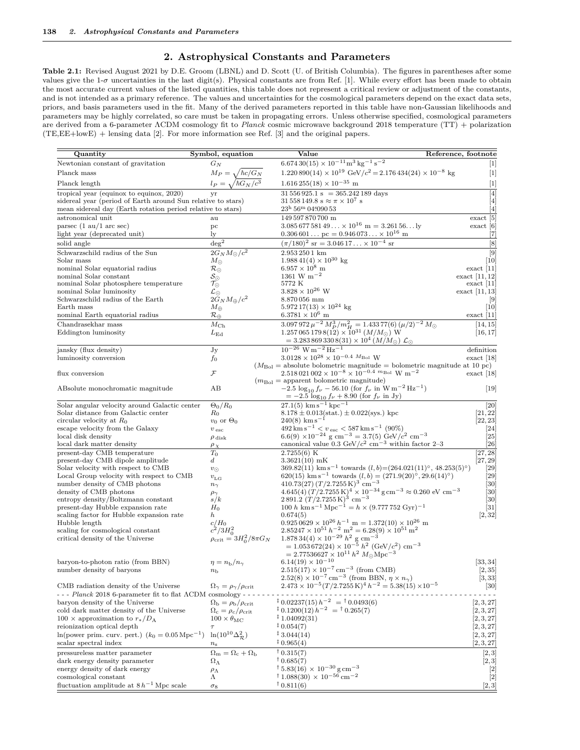## 2. Astrophysical Constants and Parameters

**Table 2.1:** Revised August 2021 by D.E. Groom (LBNL) and D. Scott (U. of British Columbia). The figures in parentheses after some values give the 1-$\sigma$ uncertainties in the last digit(s). Physical constants are from Ref. [1]. While every effort has been made to obtain the most accurate current values of the listed quantities, this table does not represent a critical review or adjustment of the constants, and is not intended as a primary reference. The values and uncertainties for the cosmological parameters depend on the exact data sets, priors, and basis parameters used in the fit. Many of the derived parameters reported in this table have non-Gaussian likelihoods and parameters may be highly correlated, so care must be taken in propagating errors. Unless otherwise specified, cosmological parameters are derived from a 6-parameter ΛCDM cosmology fit to *Planck* cosmic microwave background 2018 temperature (TT) + polarization (TE,EE+lowE) + lensing data [2]. For more information see Ref. [3] and the original papers.

| Quantity | Symbol, equation | Value | Reference, footnote |
|---|---|---|---|
| Newtonian constant of gravitation | $G_N$ | $6.674\,30(15)\times10^{-11}\text{m}^3\,\text{kg}^{-1}\,\text{s}^{-2}$ | [1] |
| Planck mass | $M_P=\sqrt{\hbar c/G_N}$ | $1.220\,890(14)\times10^{19}$ GeV/$c^2$ = $2.176\,434(24)\times10^{-8}$ kg | [1] |
| Planck length | $l_P=\sqrt{\hbar G_N/c^3}$ | $1.616\,255(18)\times10^{-35}$ m | [1] |
| tropical year (equinox to equinox, 2020) | yr | 31 556 925.1 s = 365.242 189 days | [4] |
| sidereal year (period of Earth around Sun relative to stars) | | 31 558 149.8 s $\approx \pi\times10^7$ s | [4] |
| mean sidereal day (Earth rotation period relative to stars) | | $23^{\text{h}}\,56^{\text{m}}\,04\overset{\text{s}}{.}090\,53$ | [4] |
| astronomical unit | au | 149 597 870 700 m | exact [5] |
| parsec (1 au/1 arc sec) | pc | $3.085\,677\,581\,49\ldots\times10^{16}$ m = $3.261\,56\ldots$ ly | exact [6] |
| light year (deprecated unit) | ly | $0.306\,601\ldots$ pc = $0.946\,073\ldots\times10^{16}$ m | [7] |
| solid angle | $\text{deg}^2$ | $(\pi/180)^2$ sr = $3.046\,17\ldots\times10^{-4}$ sr | [8] |
| Schwarzschild radius of the Sun | $2G_N M_\odot/c^2$ | 2.953 250 1 km | [9] |
| Solar mass | $M_\odot$ | $1.988\,41(4)\times10^{30}$ kg | [10] |
| nominal Solar equatorial radius | $\mathcal{R}_\odot$ | $6.957\times10^8$ m | exact [11] |
| nominal Solar constant | $\mathcal{S}_\odot$ | 1361 W m$^{-2}$ | exact [11, 12] |
| nominal Solar photosphere temperature | $\mathcal{T}_\odot$ | 5772 K | exact [11] |
| nominal Solar luminosity | $\mathcal{L}_\odot$ | $3.828\times10^{26}$ W | exact [11, 13] |
| Schwarzschild radius of the Earth | $2G_N M_\oplus/c^2$ | 8.870 056 mm | [9] |
| Earth mass | $M_\oplus$ | $5.972\,17(13)\times10^{24}$ kg | [10] |
| nominal Earth equatorial radius | $\mathcal{R}_\oplus$ | $6.3781\times10^6$ m | exact [11] |
| Chandrasekhar mass | $M_{\text{Ch}}$ | $3.097\,972\,\mu^{-2}\,M_P^3/m_H^2 = 1.433\,77(6)\,(\mu/2)^{-2}\,M_\odot$ | [14, 15] |
| Eddington luminosity | $L_{\text{Ed}}$ | $1.257\,065\,179\,8(12)\times10^{31}\,(M/M_\odot)$ W $= 3.283\,869\,330\,8(31)\times10^4\,(M/M_\odot)\,\mathcal{L}_\odot$ | [16, 17] |
| jansky (flux density) | Jy | $10^{-26}$ W m$^{-2}$ Hz$^{-1}$ | definition |
| luminosity conversion | $f_0$ | $3.0128\times10^{28}\times10^{-0.4\,M_{\text{Bol}}}$ W ($M_{\text{Bol}}$ = absolute bolometric magnitude = bolometric magnitude at 10 pc) | exact [18] |
| flux conversion | $\mathcal{F}$ | $2.518\,021\,002\times10^{-8}\times10^{-0.4\,m_{\text{Bol}}}$ W m$^{-2}$ ($m_{\text{Bol}}$ = apparent bolometric magnitude) | exact [18] |
| ABsolute monochromatic magnitude | AB | $-2.5\log_{10}f_\nu - 56.10$ (for $f_\nu$ in W m$^{-2}$ Hz$^{-1}$) $= -2.5\log_{10}f_\nu + 8.90$ (for $f_\nu$ in Jy) | [19] |
| Solar angular velocity around Galactic center | $\Theta_0/R_0$ | 27.1(5) km s$^{-1}$ kpc$^{-1}$ | [20] |
| Solar distance from Galactic center | $R_0$ | $8.178\pm0.013$(stat.) $\pm$ 0.022(sys.) kpc | [21, 22] |
| circular velocity at $R_0$ | $v_0$ or $\Theta_0$ | 240(8) km s$^{-1}$ | [22, 23] |
| escape velocity from the Galaxy | $v_{\text{esc}}$ | 492 km s$^{-1}$ $< v_{\text{esc}} <$ 587 km s$^{-1}$ (90%) | [24] |
| local disk density | $\rho_{\text{disk}}$ | 6.6(9) $\times10^{-24}$ g cm$^{-3}$ = 3.7(5) GeV/$c^2$ cm$^{-3}$ | [25] |
| local dark matter density | $\rho_\chi$ | canonical value 0.3 GeV/$c^2$ cm$^{-3}$ within factor 2–3 | [26] |
| present-day CMB temperature | $T_0$ | 2.7255(6) K | [27, 28] |
| present-day CMB dipole amplitude | $d$ | 3.3621(10) mK | [27, 29] |
| Solar velocity with respect to CMB | $v_\odot$ | 369.82(11) km s$^{-1}$ towards $(l,b)$=(264.021(11)°, 48.253(5)°) | [29] |
| Local Group velocity with respect to CMB | $v_{\text{LG}}$ | 620(15) km s$^{-1}$ towards $(l,b)$ = (271.9(20)°, 29.6(14)°) | [29] |
| number density of CMB photons | $n_\gamma$ | $410.73(27)\,(T/2.7255\,\text{K})^3$ cm$^{-3}$ | [30] |
| density of CMB photons | $\rho_\gamma$ | $4.645(4)\,(T/2.7255\,\text{K})^4\times10^{-34}$ g cm$^{-3}$ $\approx$ 0.260 eV cm$^{-3}$ | [30] |
| entropy density/Boltzmann constant | $s/k$ | $2\,891.2\,(T/2.7255\,\text{K})^3$ cm$^{-3}$ | [30] |
| present-day Hubble expansion rate | $H_0$ | $100\,h$ km s$^{-1}$ Mpc$^{-1}$ = $h\times(9.777\,752$ Gyr$)^{-1}$ | [31] |
| scaling factor for Hubble expansion rate | $h$ | 0.674(5) | [2, 32] |
| Hubble length | $c/H_0$ | $0.925\,0629\times10^{26}\,h^{-1}$ m = $1.372(10)\times10^{26}$ m | |
| scaling for cosmological constant | $c^2/3H_0^2$ | $2.85247\times10^{51}\,h^{-2}$ m$^2$ = $6.28(9)\times10^{51}$ m$^2$ | |
| critical density of the Universe | $\rho_{\text{crit}}=3H_0^2/8\pi G_N$ | $1.878\,34(4)\times10^{-29}\,h^2$ g cm$^{-3}$ $= 1.053\,672(24)\times10^{-5}\,h^2$ (GeV/$c^2$) cm$^{-3}$ $= 2.77536627\times10^{11}\,h^2\,M_\odot$Mpc$^{-3}$ | |
| baryon-to-photon ratio (from BBN) | $\eta=n_{\text{b}}/n_\gamma$ | $6.14(19)\times10^{-10}$ | [33, 34] |
| number density of baryons | $n_{\text{b}}$ | $2.515(17)\times10^{-7}$ cm$^{-3}$ (from CMB) | [2, 35] |
| | | $2.52(8)\times10^{-7}$ cm$^{-3}$ (from BBN, $\eta\times n_\gamma$) | [3, 33] |
| CMB radiation density of the Universe | $\Omega_\gamma=\rho_\gamma/\rho_{\text{crit}}$ | $2.473\times10^{-5}(T/2.7255\,\text{K})^4\,h^{-2} = 5.38(15)\times10^{-5}$ | [30] |
| - - - *Planck* 2018 6-parameter fit to flat ΛCDM cosmology - - - | | | |
| baryon density of the Universe | $\Omega_{\text{b}}=\rho_{\text{b}}/\rho_{\text{crit}}$ | ‡ $0.02237(15)\,h^{-2}$ = † 0.0493(6) | [2, 3, 27] |
| cold dark matter density of the Universe | $\Omega_{\text{c}}=\rho_{\text{c}}/\rho_{\text{crit}}$ | ‡ $0.1200(12)\,h^{-2}$ = † 0.265(7) | [2, 3, 27] |
| 100 × approximation to $r_*/D_{\text{A}}$ | $100\times\theta_{\text{MC}}$ | ‡ 1.04092(31) | [2, 3, 27] |
| reionization optical depth | $\tau$ | ‡ 0.054(7) | [2, 3, 27] |
| ln(power prim. curv. pert.) ($k_0=0.05\,\text{Mpc}^{-1}$) | $\ln(10^{10}\Delta_{\mathcal{R}}^2)$ | ‡ 3.044(14) | [2, 3, 27] |
| scalar spectral index | $n_{\text{s}}$ | ‡ 0.965(4) | [2, 3, 27] |
| pressureless matter parameter | $\Omega_{\text{m}}=\Omega_{\text{c}}+\Omega_{\text{b}}$ | † 0.315(7) | [2, 3] |
| dark energy density parameter | $\Omega_\Lambda$ | † 0.685(7) | [2, 3] |
| energy density of dark energy | $\rho_\Lambda$ | † $5.83(16)\times10^{-30}$ g cm$^{-3}$ | [2] |
| cosmological constant | $\Lambda$ | † $1.088(30)\times10^{-56}$ cm$^{-2}$ | [2] |
| fluctuation amplitude at $8\,h^{-1}$ Mpc scale | $\sigma_8$ | † 0.811(6) | [2, 3] |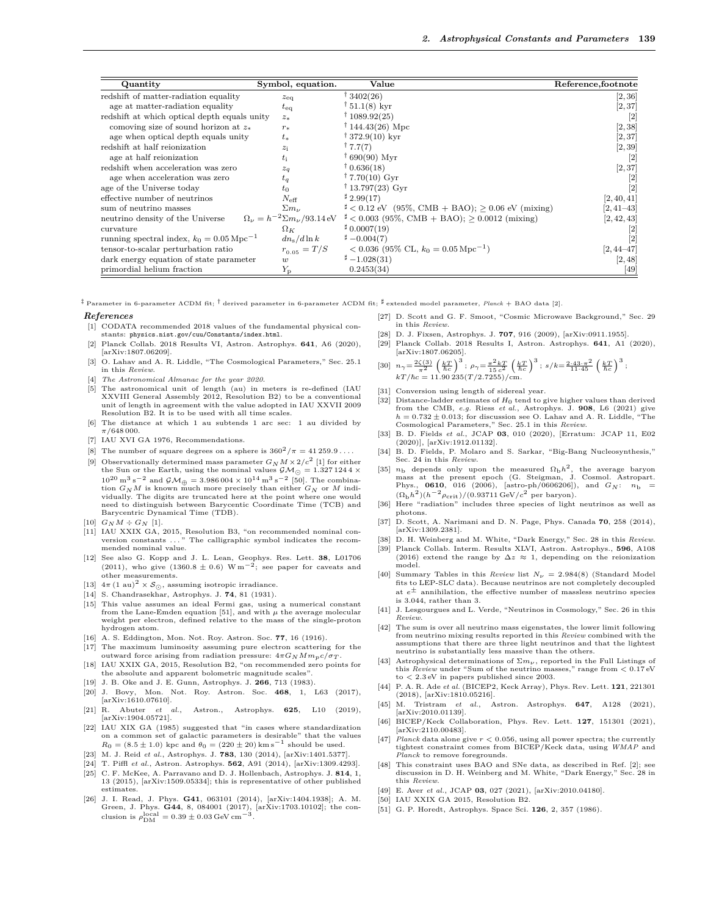| Quantity | Symbol, equation. | Value | Reference,footnote |
|---|---|---|---|
| redshift of matter-radiation equality | $z_{\rm eq}$ | $^\dagger$ 3402(26) | [2, 36] |
| age at matter-radiation equality | $t_{\rm eq}$ | $^\dagger$ 51.1(8) kyr | [2, 37] |
| redshift at which optical depth equals unity | $z_*$ | $^\dagger$ 1089.92(25) | [2] |
| comoving size of sound horizon at $z_*$ | $r_*$ | $^\dagger$ 144.43(26) Mpc | [2, 38] |
| age when optical depth equals unity | $t_*$ | $^\dagger$ 372.9(10) kyr | [2, 37] |
| redshift at half reionization | $z_{\rm i}$ | $^\dagger$ 7.7(7) | [2, 39] |
| age at half reionization | $t_{\rm i}$ | $^\dagger$ 690(90) Myr | [2] |
| redshift when acceleration was zero | $z_q$ | $^\dagger$ 0.636(18) | [2, 37] |
| age when acceleration was zero | $t_q$ | $^\dagger$ 7.70(10) Gyr | [2] |
| age of the Universe today | $t_0$ | $^\dagger$ 13.797(23) Gyr | [2] |
| effective number of neutrinos | $N_{\rm eff}$ | $^\sharp$ 2.99(17) | [2, 40, 41] |
| sum of neutrino masses | $\Sigma m_\nu$ | $^\sharp$ < 0.12 eV (95%, CMB + BAO); ≥ 0.06 eV (mixing) | [2, 41–43] |
| neutrino density of the Universe | $\Omega_\nu = h^{-2}\Sigma m_\nu/93.14\,{\rm eV}$ | $^\sharp$ < 0.003 (95%, CMB + BAO); ≥ 0.0012 (mixing) | [2, 42, 43] |
| curvature | $\Omega_K$ | $^\sharp$ 0.0007(19) | [2] |
| running spectral index, $k_0 = 0.05\,{\rm Mpc}^{-1}$ | $dn_{\rm s}/d\ln k$ | $^\sharp$ −0.004(7) | [2] |
| tensor-to-scalar perturbation ratio | $r_{0.05} = T/S$ | < 0.036 (95% CL, $k_0 = 0.05\,{\rm Mpc}^{-1}$) | [2, 44–47] |
| dark energy equation of state parameter | $w$ | $^\sharp$ −1.028(31) | [2, 48] |
| primordial helium fraction | $Y_{\rm p}$ | 0.2453(34) | [49] |

$^\ddagger$ Parameter in 6-parameter ΛCDM fit; $^\dagger$ derived parameter in 6-parameter ΛCDM fit; $^\sharp$ extended model parameter, *Planck* + BAO data [2].

### *References*

[1] CODATA recommended 2018 values of the fundamental physical constants: physics.nist.gov/cuu/Constants/index.html.

[2] Planck Collab. 2018 Results VI, Astron. Astrophys. **641**, A6 (2020), [arXiv:1807.06209].

[3] O. Lahav and A. R. Liddle, "The Cosmological Parameters," Sec. 25.1 in this *Review*.

[4] *The Astronomical Almanac for the year 2020*.

[5] The astronomical unit of length (au) in meters is re-defined (IAU XXVIII General Assembly 2012, Resolution B2) to be a conventional unit of length in agreement with the value adopted in IAU XXVII 2009 Resolution B2. It is to be used with all time scales.

[6] The distance at which 1 au subtends 1 arc sec: 1 au divided by $\pi/648\,000$.

[7] IAU XVI GA 1976, Recommendations.

[8] The number of square degrees on a sphere is $360^2/\pi = 41\,259.9\ldots$.

[9] Observationally determined mass parameter $G_N M \times 2/c^2$ [1] for either the Sun or the Earth, using the nominal values $\mathcal{GM}_\odot = 1.327\,124\,4 \times 10^{20}\,{\rm m^3\,s^{-2}}$ and $\mathcal{GM}_\oplus = 3.986\,004 \times 10^{14}\,{\rm m^3\,s^{-2}}$ [50]. The combination $G_N M$ is known much more precisely than either $G_N$ or $M$ individually. The digits are truncated here at the point where one would need to distinguish between Barycentric Coordinate Time (TCB) and Barycentric Dynamical Time (TDB).

[10] $G_N M \div G_N$ [1].

[11] IAU XXIX GA, 2015, Resolution B3, "on recommended nominal conversion constants . . . " The calligraphic symbol indicates the recommended nominal value.

[12] See also G. Kopp and J. L. Lean, Geophys. Res. Lett. **38**, L01706 (2011), who give (1360.8 ± 0.6) W m$^{-2}$; see paper for caveats and other measurements.

[13] $4\pi\,(1~{\rm au})^2 \times \mathcal{S}_\odot$, assuming isotropic irradiance.

[14] S. Chandrasekhar, Astrophys. J. **74**, 81 (1931).

[15] This value assumes an ideal Fermi gas, using a numerical constant from the Lane-Emden equation [51], and with $\mu$ the average molecular weight per electron, defined relative to the mass of the single-proton hydrogen atom.

[16] A. S. Eddington, Mon. Not. Roy. Astron. Soc. **77**, 16 (1916).

[17] The maximum luminosity assuming pure electron scattering for the outward force arising from radiation pressure: $4\pi G_N M m_p c/\sigma_T$.

[18] IAU XXIX GA, 2015, Resolution B2, "on recommended zero points for the absolute and apparent bolometric magnitude scales".

[19] J. B. Oke and J. E. Gunn, Astrophys. J. **266**, 713 (1983).

[20] J. Bovy, Mon. Not. Roy. Astron. Soc. **468**, 1, L63 (2017), [arXiv:1610.07610].

[21] R. Abuter *et al.*, Astron., Astrophys. **625**, L10 (2019), [arXiv:1904.05721].

[22] IAU XIX GA (1985) suggested that "in cases where standardization on a common set of galactic parameters is desirable" that the values $R_0 = (8.5 \pm 1.0)$ kpc and $\theta_0 = (220 \pm 20)\,{\rm km\,s^{-1}}$ should be used.

[23] M. J. Reid *et al.*, Astrophys. J. **783**, 130 (2014), [arXiv:1401.5377].

[24] T. Piffl *et al.*, Astron. Astrophys. **562**, A91 (2014), [arXiv:1309.4293].

[25] C. F. McKee, A. Parravano and D. J. Hollenbach, Astrophys. J. **814**, 1, 13 (2015), [arXiv:1509.05334]; this is representative of other published estimates.

[26] J. I. Read, J. Phys. **G41**, 063101 (2014), [arXiv:1404.1938]; A. M. Green, J. Phys. **G44**, 8, 084001 (2017), [arXiv:1703.10102]; the conclusion is $\rho_{\rm DM}^{\rm local} = 0.39 \pm 0.03\,{\rm GeV\,cm^{-3}}$.

[27] D. Scott and G. F. Smoot, "Cosmic Microwave Background," Sec. 29 in this *Review*.

[28] D. J. Fixsen, Astrophys. J. **707**, 916 (2009), [arXiv:0911.1955].

[29] Planck Collab. 2018 Results I, Astron. Astrophys. **641**, A1 (2020), [arXiv:1807.06205].

[30] $n_\gamma = \frac{2\zeta(3)}{\pi^2}\left(\frac{kT}{\hbar c}\right)^3$; $\rho_\gamma = \frac{\pi^2 kT}{15\,c^2}\left(\frac{kT}{\hbar c}\right)^3$; $s/k = \frac{2\cdot 43\cdot \pi^2}{11\cdot 45}\left(\frac{kT}{\hbar c}\right)^3$; $kT/\hbar c = 11.90\,235(T/2.7255)$/cm.

[31] Conversion using length of sidereal year.

[32] Distance-ladder estimates of $H_0$ tend to give higher values than derived from the CMB, *e.g.* Riess *et al.*, Astrophys. J. **908**, L6 (2021) give $h = 0.732 \pm 0.013$; for discussion see O. Lahav and A. R. Liddle, "The Cosmological Parameters," Sec. 25.1 in this *Review*.

[33] B. D. Fields *et al.*, JCAP **03**, 010 (2020), [Erratum: JCAP 11, E02 (2020)], [arXiv:1912.01132].

[34] B. D. Fields, P. Molaro and S. Sarkar, "Big-Bang Nucleosynthesis," Sec. 24 in this *Review*.

[35] $n_{\rm b}$ depends only upon the measured $\Omega_{\rm b}h^2$, the average baryon mass at the present epoch (G. Steigman, J. Cosmol. Astropart. Phys., **0610**, 016 (2006), [astro-ph/0606206]), and $G_N$: $n_{\rm b} = (\Omega_{\rm b}h^2)(h^{-2}\rho_{\rm crit})/(0.93711\,{\rm GeV}/c^2$ per baryon).

[36] Here "radiation" includes three species of light neutrinos as well as photons.

[37] D. Scott, A. Narimani and D. N. Page, Phys. Canada **70**, 258 (2014), [arXiv:1309.2381].

[38] D. H. Weinberg and M. White, "Dark Energy," Sec. 28 in this *Review*.

[39] Planck Collab. Interm. Results XLVI, Astron. Astrophys., **596**, A108 (2016) extend the range by $\Delta z \approx 1$, depending on the reionization model.

[40] Summary Tables in this *Review* list $N_\nu = 2.984(8)$ (Standard Model fits to LEP-SLC data). Because neutrinos are not completely decoupled at $e^\pm$ annihilation, the effective number of massless neutrino species is 3.044, rather than 3.

[41] J. Lesgourgues and L. Verde, "Neutrinos in Cosmology," Sec. 26 in this *Review*.

[42] The sum is over all neutrino mass eigenstates, the lower limit following from neutrino mixing results reported in this *Review* combined with the assumptions that there are three light neutrinos and that the lightest neutrino is substantially less massive than the others.

[43] Astrophysical determinations of $\Sigma m_\nu$, reported in the Full Listings of this *Review* under "Sum of the neutrino masses," range from < 0.17 eV to < 2.3 eV in papers published since 2003.

[44] P. A. R. Ade *et al.* (BICEP2, Keck Array), Phys. Rev. Lett. **121**, 221301 (2018), [arXiv:1810.05216].

[45] M. Tristram *et al.*, Astron. Astrophys. **647**, A128 (2021), [arXiv:2010.01139].

[46] BICEP/Keck Collaboration, Phys. Rev. Lett. **127**, 151301 (2021), [arXiv:2110.00483].

[47] *Planck* data alone give $r < 0.056$, using all power spectra; the currently tightest constraint comes from BICEP/Keck data, using *WMAP* and *Planck* to remove foregrounds.

[48] This constraint uses BAO and SNe data, as described in Ref. [2]; see discussion in D. H. Weinberg and M. White, "Dark Energy," Sec. 28 in this *Review*.

[49] E. Aver *et al.*, JCAP **03**, 027 (2021), [arXiv:2010.04180].

[50] IAU XXIX GA 2015, Resolution B2.

[51] G. P. Horedt, Astrophys. Space Sci. **126**, 2, 357 (1986).